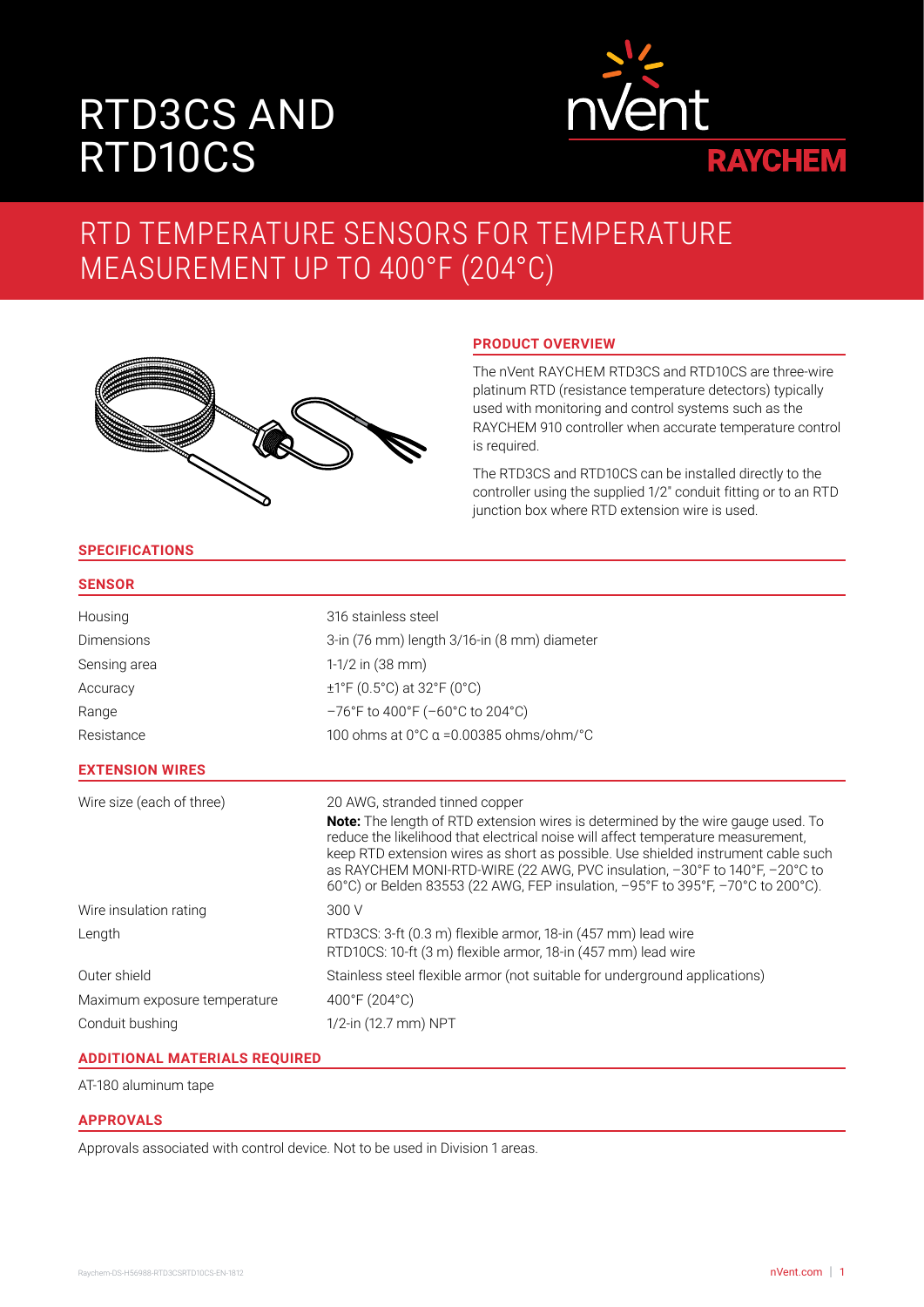# RTD3CS AND RTD10CS

## RTD TEMPERATURE SENSORS FOR TEMPERATURE MEASUREMENT UP TO 400°F (204°C)

### PRODUCT OVERVIEW

The nVent RAYCHEM RTD3CS and RTD10CS are three-wire platinum RTD (resistance temperature detectors) typically used with monitoring and control systems such as the RAYCHEM 910 controller when accurate temperature control is required.

The RTD3CS and RTD10CS can be installed directly to the controller using the supplied 1/2" conduit fitting or to an RTD junction box where RTD extension wire is used.

### SPECIFICATIONS

#### SENSOR

| | |
|---|---|
| Housing | 316 stainless steel |
| Dimensions | 3-in (76 mm) length 3/16-in (8 mm) diameter |
| Sensing area | 1-1/2 in (38 mm) |
| Accuracy | ±1°F (0.5°C) at 32°F (0°C) |
| Range | –76°F to 400°F (–60°C to 204°C) |
| Resistance | 100 ohms at 0°C α =0.00385 ohms/ohm/°C |

#### EXTENSION WIRES

| | |
|---|---|
| Wire size (each of three) | 20 AWG, stranded tinned copper<br>**Note:** The length of RTD extension wires is determined by the wire gauge used. To reduce the likelihood that electrical noise will affect temperature measurement, keep RTD extension wires as short as possible. Use shielded instrument cable such as RAYCHEM MONI-RTD-WIRE (22 AWG, PVC insulation, –30°F to 140°F, –20°C to 60°C) or Belden 83553 (22 AWG, FEP insulation, –95°F to 395°F, –70°C to 200°C). |
| Wire insulation rating | 300 V |
| Length | RTD3CS: 3-ft (0.3 m) flexible armor, 18-in (457 mm) lead wire<br>RTD10CS: 10-ft (3 m) flexible armor, 18-in (457 mm) lead wire |
| Outer shield | Stainless steel flexible armor (not suitable for underground applications) |
| Maximum exposure temperature | 400°F (204°C) |
| Conduit bushing | 1/2-in (12.7 mm) NPT |

#### ADDITIONAL MATERIALS REQUIRED

AT-180 aluminum tape

#### APPROVALS

Approvals associated with control device. Not to be used in Division 1 areas.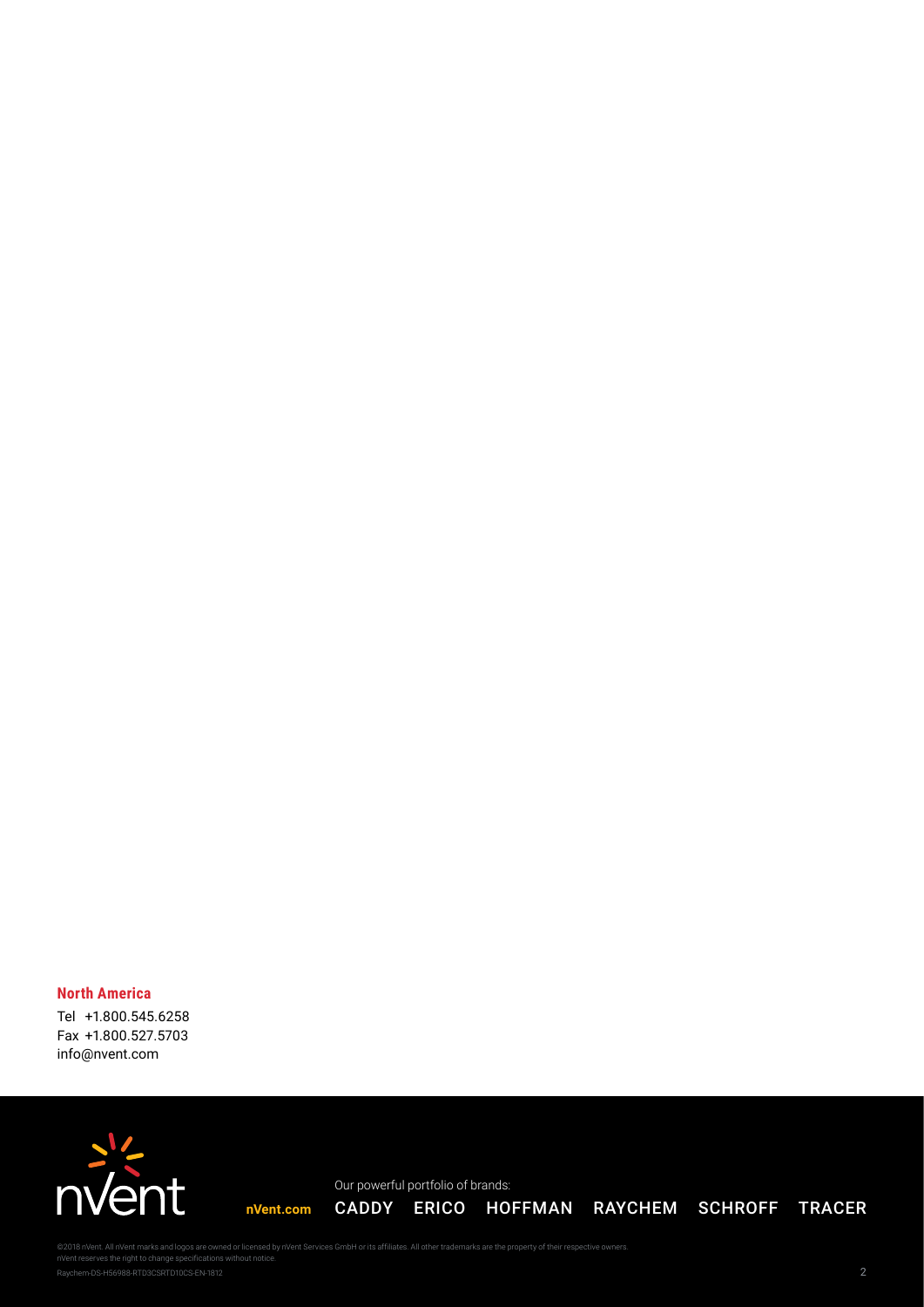**North America**

Tel +1.800.545.6258
Fax +1.800.527.5703
info@nvent.com

Our powerful portfolio of brands:

**nVent.com** CADDY ERICO HOFFMAN RAYCHEM SCHROFF TRACER

©2018 nVent. All nVent marks and logos are owned or licensed by nVent Services GmbH or its affiliates. All other trademarks are the property of their respective owners.
nVent reserves the right to change specifications without notice.

Raychem-DS-H56988-RTD3CSRTD10CS-EN-1812